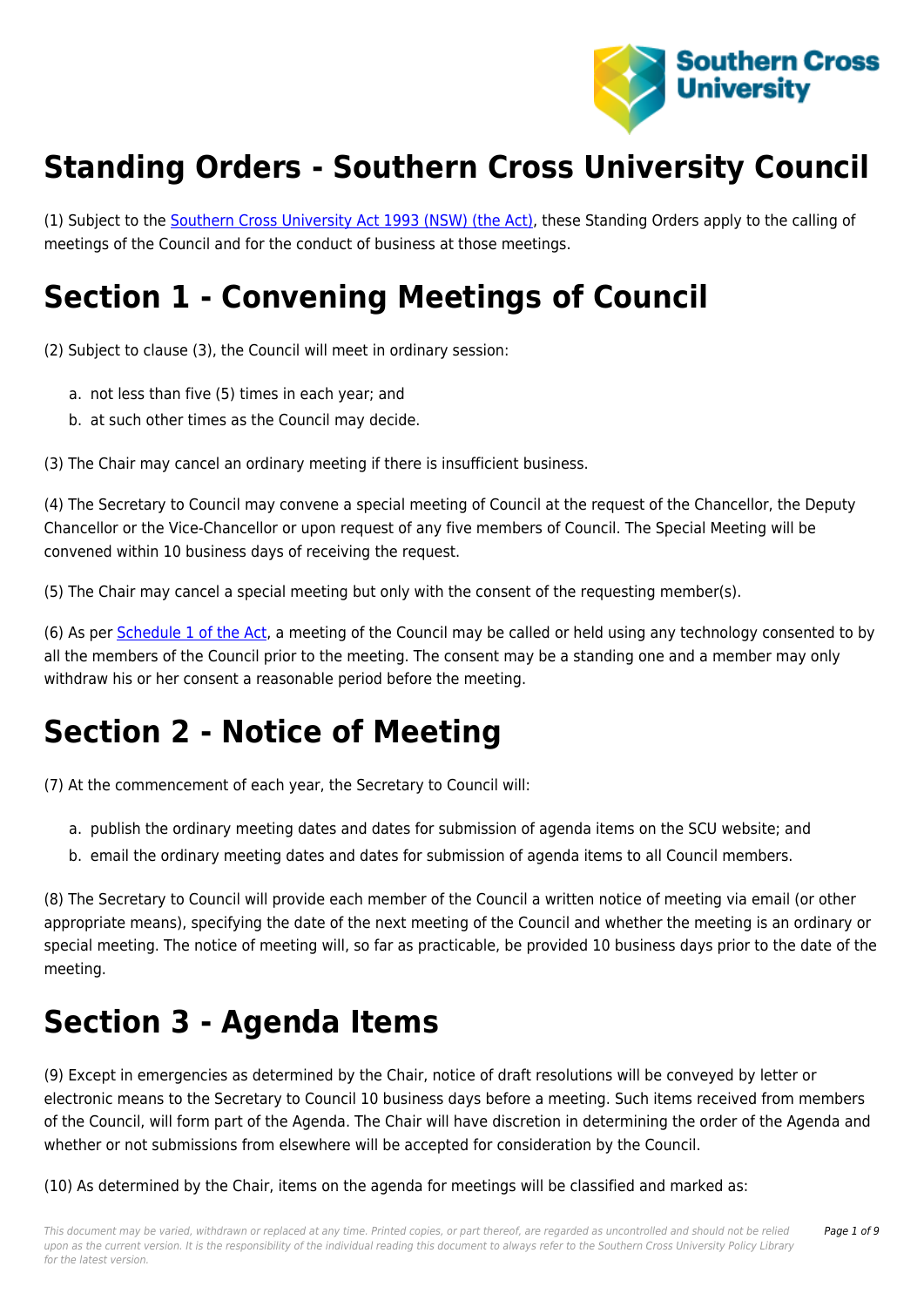# Standing Orders - Southern Cross University Council

(1) Subject to the Southern Cross University Act 1993 (NSW) (the Act), these Standing Orders apply to the calling of meetings of the Council and for the conduct of business at those meetings.

# Section 1 - Convening Meetings of Council

(2) Subject to clause (3), the Council will meet in ordinary session:

a. not less than five (5) times in each year; and
b. at such other times as the Council may decide.

(3) The Chair may cancel an ordinary meeting if there is insufficient business.

(4) The Secretary to Council may convene a special meeting of Council at the request of the Chancellor, the Deputy Chancellor or the Vice-Chancellor or upon request of any five members of Council. The Special Meeting will be convened within 10 business days of receiving the request.

(5) The Chair may cancel a special meeting but only with the consent of the requesting member(s).

(6) As per Schedule 1 of the Act, a meeting of the Council may be called or held using any technology consented to by all the members of the Council prior to the meeting. The consent may be a standing one and a member may only withdraw his or her consent a reasonable period before the meeting.

# Section 2 - Notice of Meeting

(7) At the commencement of each year, the Secretary to Council will:

a. publish the ordinary meeting dates and dates for submission of agenda items on the SCU website; and
b. email the ordinary meeting dates and dates for submission of agenda items to all Council members.

(8) The Secretary to Council will provide each member of the Council a written notice of meeting via email (or other appropriate means), specifying the date of the next meeting of the Council and whether the meeting is an ordinary or special meeting. The notice of meeting will, so far as practicable, be provided 10 business days prior to the date of the meeting.

# Section 3 - Agenda Items

(9) Except in emergencies as determined by the Chair, notice of draft resolutions will be conveyed by letter or electronic means to the Secretary to Council 10 business days before a meeting. Such items received from members of the Council, will form part of the Agenda. The Chair will have discretion in determining the order of the Agenda and whether or not submissions from elsewhere will be accepted for consideration by the Council.

(10) As determined by the Chair, items on the agenda for meetings will be classified and marked as: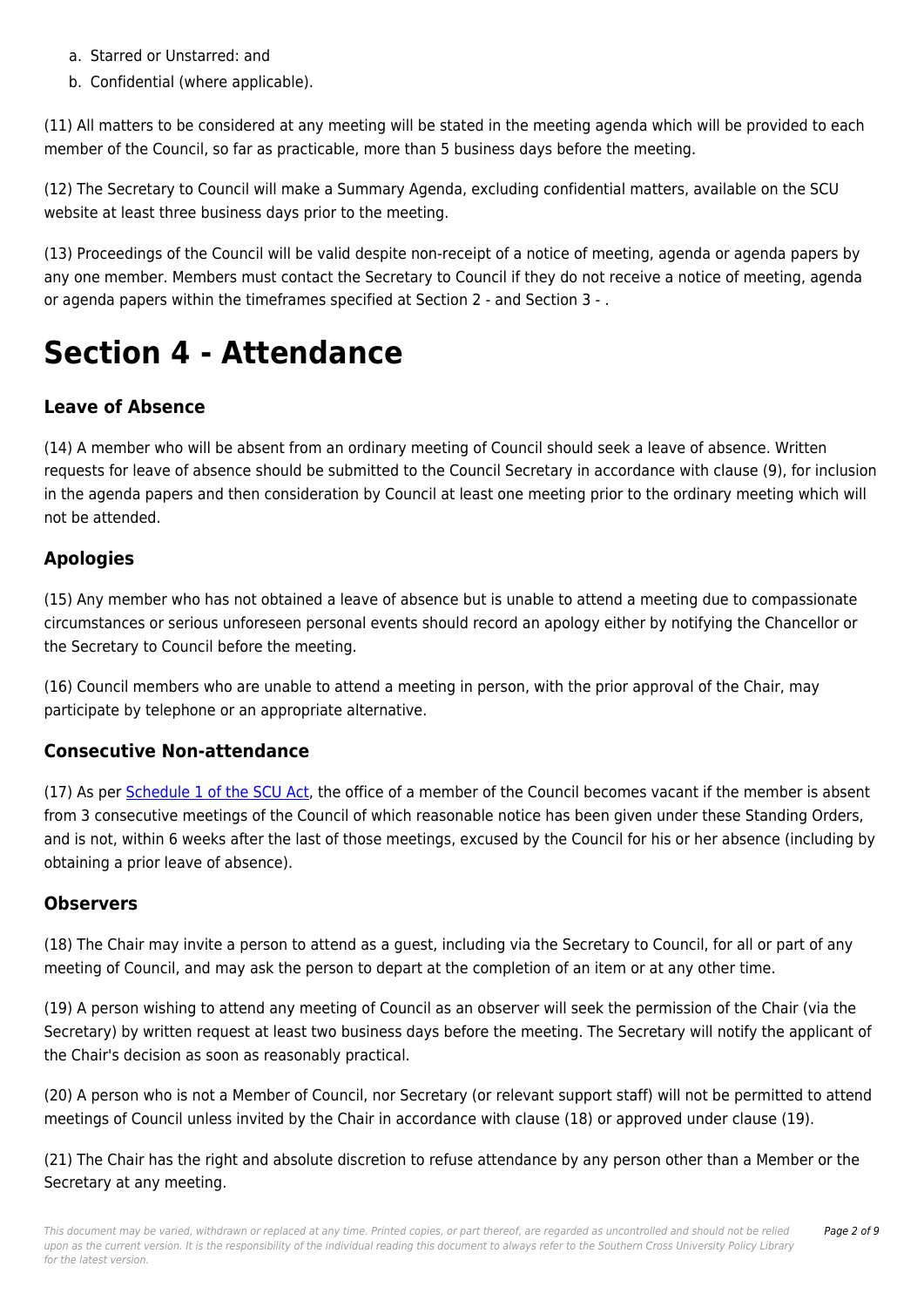a. Starred or Unstarred: and
b. Confidential (where applicable).

(11) All matters to be considered at any meeting will be stated in the meeting agenda which will be provided to each member of the Council, so far as practicable, more than 5 business days before the meeting.

(12) The Secretary to Council will make a Summary Agenda, excluding confidential matters, available on the SCU website at least three business days prior to the meeting.

(13) Proceedings of the Council will be valid despite non-receipt of a notice of meeting, agenda or agenda papers by any one member. Members must contact the Secretary to Council if they do not receive a notice of meeting, agenda or agenda papers within the timeframes specified at Section 2 - and Section 3 - .

# Section 4 - Attendance

### Leave of Absence

(14) A member who will be absent from an ordinary meeting of Council should seek a leave of absence. Written requests for leave of absence should be submitted to the Council Secretary in accordance with clause (9), for inclusion in the agenda papers and then consideration by Council at least one meeting prior to the ordinary meeting which will not be attended.

### Apologies

(15) Any member who has not obtained a leave of absence but is unable to attend a meeting due to compassionate circumstances or serious unforeseen personal events should record an apology either by notifying the Chancellor or the Secretary to Council before the meeting.

(16) Council members who are unable to attend a meeting in person, with the prior approval of the Chair, may participate by telephone or an appropriate alternative.

### Consecutive Non-attendance

(17) As per Schedule 1 of the SCU Act, the office of a member of the Council becomes vacant if the member is absent from 3 consecutive meetings of the Council of which reasonable notice has been given under these Standing Orders, and is not, within 6 weeks after the last of those meetings, excused by the Council for his or her absence (including by obtaining a prior leave of absence).

### Observers

(18) The Chair may invite a person to attend as a guest, including via the Secretary to Council, for all or part of any meeting of Council, and may ask the person to depart at the completion of an item or at any other time.

(19) A person wishing to attend any meeting of Council as an observer will seek the permission of the Chair (via the Secretary) by written request at least two business days before the meeting. The Secretary will notify the applicant of the Chair's decision as soon as reasonably practical.

(20) A person who is not a Member of Council, nor Secretary (or relevant support staff) will not be permitted to attend meetings of Council unless invited by the Chair in accordance with clause (18) or approved under clause (19).

(21) The Chair has the right and absolute discretion to refuse attendance by any person other than a Member or the Secretary at any meeting.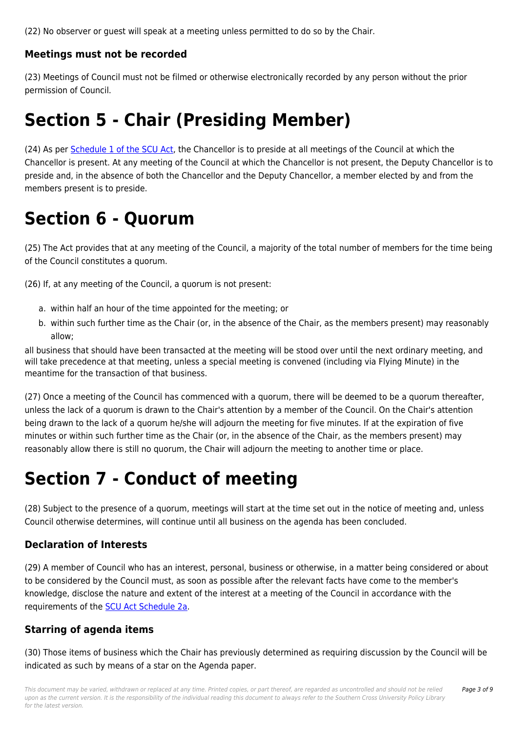(22) No observer or guest will speak at a meeting unless permitted to do so by the Chair.

### Meetings must not be recorded

(23) Meetings of Council must not be filmed or otherwise electronically recorded by any person without the prior permission of Council.

# Section 5 - Chair (Presiding Member)

(24) As per Schedule 1 of the SCU Act, the Chancellor is to preside at all meetings of the Council at which the Chancellor is present. At any meeting of the Council at which the Chancellor is not present, the Deputy Chancellor is to preside and, in the absence of both the Chancellor and the Deputy Chancellor, a member elected by and from the members present is to preside.

# Section 6 - Quorum

(25) The Act provides that at any meeting of the Council, a majority of the total number of members for the time being of the Council constitutes a quorum.

(26) If, at any meeting of the Council, a quorum is not present:

a. within half an hour of the time appointed for the meeting; or
b. within such further time as the Chair (or, in the absence of the Chair, as the members present) may reasonably allow;

all business that should have been transacted at the meeting will be stood over until the next ordinary meeting, and will take precedence at that meeting, unless a special meeting is convened (including via Flying Minute) in the meantime for the transaction of that business.

(27) Once a meeting of the Council has commenced with a quorum, there will be deemed to be a quorum thereafter, unless the lack of a quorum is drawn to the Chair's attention by a member of the Council. On the Chair's attention being drawn to the lack of a quorum he/she will adjourn the meeting for five minutes. If at the expiration of five minutes or within such further time as the Chair (or, in the absence of the Chair, as the members present) may reasonably allow there is still no quorum, the Chair will adjourn the meeting to another time or place.

# Section 7 - Conduct of meeting

(28) Subject to the presence of a quorum, meetings will start at the time set out in the notice of meeting and, unless Council otherwise determines, will continue until all business on the agenda has been concluded.

### Declaration of Interests

(29) A member of Council who has an interest, personal, business or otherwise, in a matter being considered or about to be considered by the Council must, as soon as possible after the relevant facts have come to the member's knowledge, disclose the nature and extent of the interest at a meeting of the Council in accordance with the requirements of the SCU Act Schedule 2a.

### Starring of agenda items

(30) Those items of business which the Chair has previously determined as requiring discussion by the Council will be indicated as such by means of a star on the Agenda paper.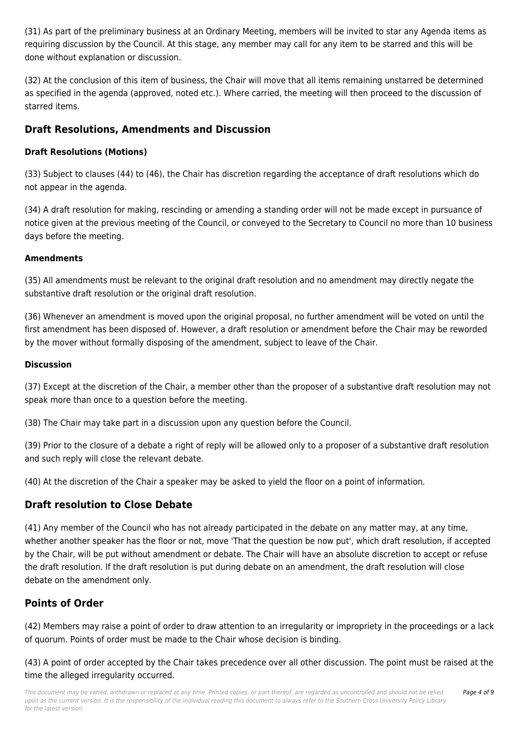(31) As part of the preliminary business at an Ordinary Meeting, members will be invited to star any Agenda items as requiring discussion by the Council. At this stage, any member may call for any item to be starred and this will be done without explanation or discussion.

(32) At the conclusion of this item of business, the Chair will move that all items remaining unstarred be determined as specified in the agenda (approved, noted etc.). Where carried, the meeting will then proceed to the discussion of starred items.

## Draft Resolutions, Amendments and Discussion

#### Draft Resolutions (Motions)

(33) Subject to clauses (44) to (46), the Chair has discretion regarding the acceptance of draft resolutions which do not appear in the agenda.

(34) A draft resolution for making, rescinding or amending a standing order will not be made except in pursuance of notice given at the previous meeting of the Council, or conveyed to the Secretary to Council no more than 10 business days before the meeting.

#### Amendments

(35) All amendments must be relevant to the original draft resolution and no amendment may directly negate the substantive draft resolution or the original draft resolution.

(36) Whenever an amendment is moved upon the original proposal, no further amendment will be voted on until the first amendment has been disposed of. However, a draft resolution or amendment before the Chair may be reworded by the mover without formally disposing of the amendment, subject to leave of the Chair.

#### Discussion

(37) Except at the discretion of the Chair, a member other than the proposer of a substantive draft resolution may not speak more than once to a question before the meeting.

(38) The Chair may take part in a discussion upon any question before the Council.

(39) Prior to the closure of a debate a right of reply will be allowed only to a proposer of a substantive draft resolution and such reply will close the relevant debate.

(40) At the discretion of the Chair a speaker may be asked to yield the floor on a point of information.

## Draft resolution to Close Debate

(41) Any member of the Council who has not already participated in the debate on any matter may, at any time, whether another speaker has the floor or not, move 'That the question be now put', which draft resolution, if accepted by the Chair, will be put without amendment or debate. The Chair will have an absolute discretion to accept or refuse the draft resolution. If the draft resolution is put during debate on an amendment, the draft resolution will close debate on the amendment only.

## Points of Order

(42) Members may raise a point of order to draw attention to an irregularity or impropriety in the proceedings or a lack of quorum. Points of order must be made to the Chair whose decision is binding.

(43) A point of order accepted by the Chair takes precedence over all other discussion. The point must be raised at the time the alleged irregularity occurred.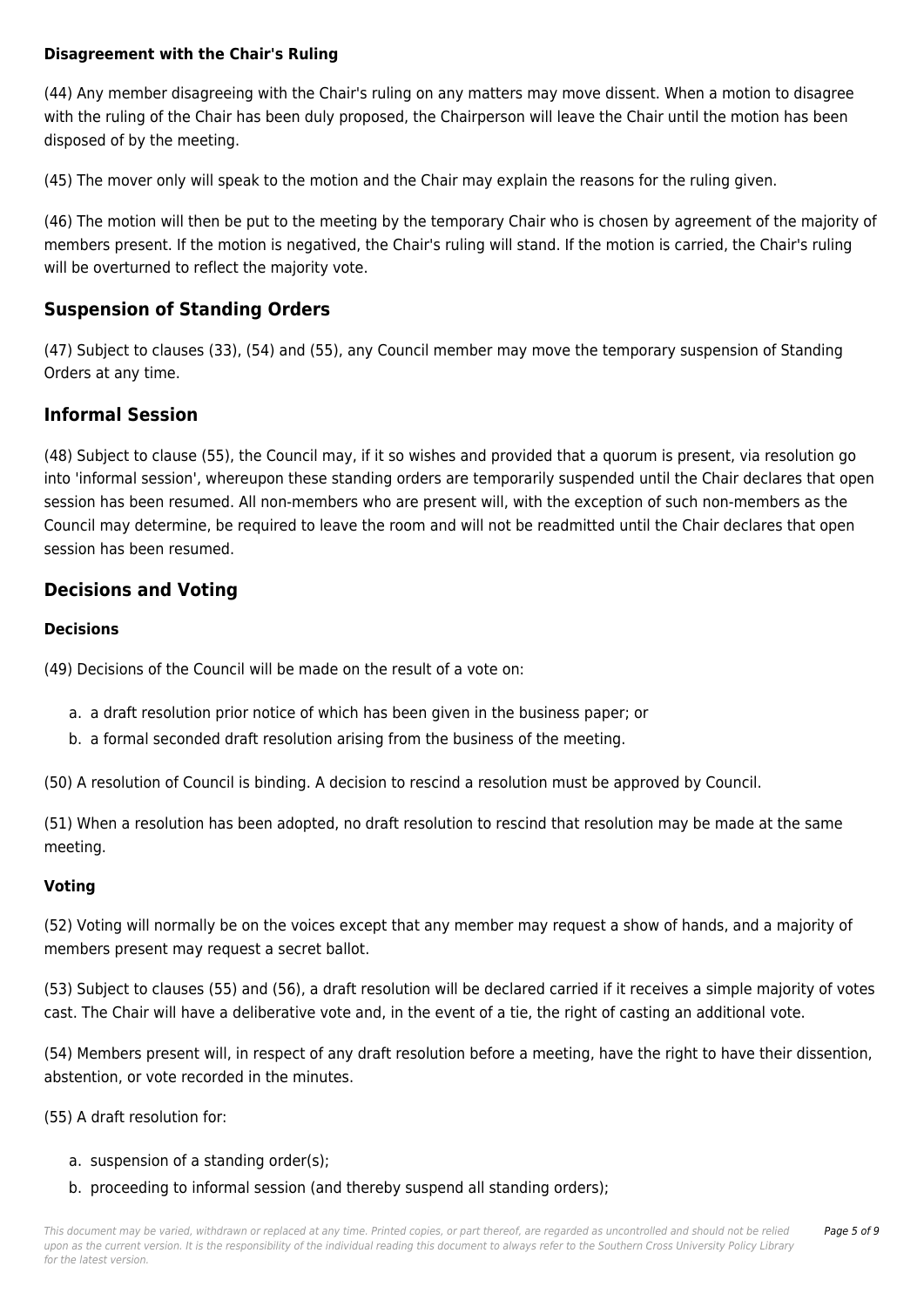#### Disagreement with the Chair's Ruling

(44) Any member disagreeing with the Chair's ruling on any matters may move dissent. When a motion to disagree with the ruling of the Chair has been duly proposed, the Chairperson will leave the Chair until the motion has been disposed of by the meeting.

(45) The mover only will speak to the motion and the Chair may explain the reasons for the ruling given.

(46) The motion will then be put to the meeting by the temporary Chair who is chosen by agreement of the majority of members present. If the motion is negatived, the Chair's ruling will stand. If the motion is carried, the Chair's ruling will be overturned to reflect the majority vote.

### Suspension of Standing Orders

(47) Subject to clauses (33), (54) and (55), any Council member may move the temporary suspension of Standing Orders at any time.

### Informal Session

(48) Subject to clause (55), the Council may, if it so wishes and provided that a quorum is present, via resolution go into 'informal session', whereupon these standing orders are temporarily suspended until the Chair declares that open session has been resumed. All non-members who are present will, with the exception of such non-members as the Council may determine, be required to leave the room and will not be readmitted until the Chair declares that open session has been resumed.

### Decisions and Voting

#### Decisions

(49) Decisions of the Council will be made on the result of a vote on:

a. a draft resolution prior notice of which has been given in the business paper; or
b. a formal seconded draft resolution arising from the business of the meeting.

(50) A resolution of Council is binding. A decision to rescind a resolution must be approved by Council.

(51) When a resolution has been adopted, no draft resolution to rescind that resolution may be made at the same meeting.

#### Voting

(52) Voting will normally be on the voices except that any member may request a show of hands, and a majority of members present may request a secret ballot.

(53) Subject to clauses (55) and (56), a draft resolution will be declared carried if it receives a simple majority of votes cast. The Chair will have a deliberative vote and, in the event of a tie, the right of casting an additional vote.

(54) Members present will, in respect of any draft resolution before a meeting, have the right to have their dissention, abstention, or vote recorded in the minutes.

(55) A draft resolution for:

a. suspension of a standing order(s);
b. proceeding to informal session (and thereby suspend all standing orders);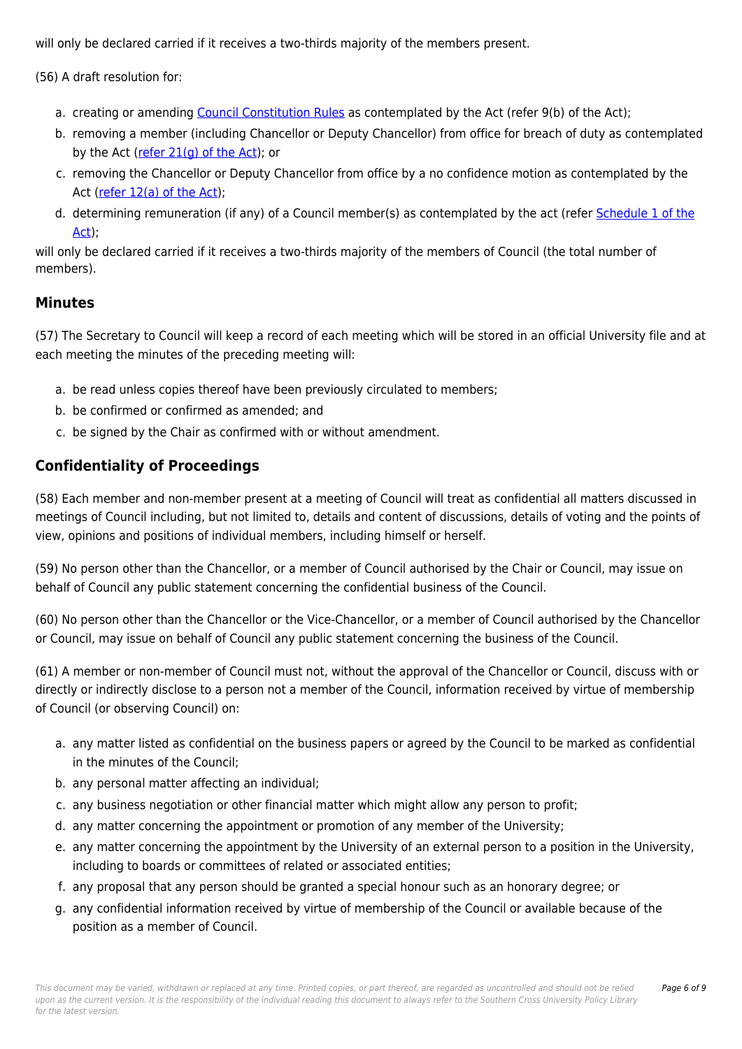will only be declared carried if it receives a two-thirds majority of the members present.

(56) A draft resolution for:

a. creating or amending Council Constitution Rules as contemplated by the Act (refer 9(b) of the Act);
b. removing a member (including Chancellor or Deputy Chancellor) from office for breach of duty as contemplated by the Act (refer 21(g) of the Act); or
c. removing the Chancellor or Deputy Chancellor from office by a no confidence motion as contemplated by the Act (refer 12(a) of the Act);
d. determining remuneration (if any) of a Council member(s) as contemplated by the act (refer Schedule 1 of the Act);

will only be declared carried if it receives a two-thirds majority of the members of Council (the total number of members).

## Minutes

(57) The Secretary to Council will keep a record of each meeting which will be stored in an official University file and at each meeting the minutes of the preceding meeting will:

a. be read unless copies thereof have been previously circulated to members;
b. be confirmed or confirmed as amended; and
c. be signed by the Chair as confirmed with or without amendment.

## Confidentiality of Proceedings

(58) Each member and non-member present at a meeting of Council will treat as confidential all matters discussed in meetings of Council including, but not limited to, details and content of discussions, details of voting and the points of view, opinions and positions of individual members, including himself or herself.

(59) No person other than the Chancellor, or a member of Council authorised by the Chair or Council, may issue on behalf of Council any public statement concerning the confidential business of the Council.

(60) No person other than the Chancellor or the Vice-Chancellor, or a member of Council authorised by the Chancellor or Council, may issue on behalf of Council any public statement concerning the business of the Council.

(61) A member or non-member of Council must not, without the approval of the Chancellor or Council, discuss with or directly or indirectly disclose to a person not a member of the Council, information received by virtue of membership of Council (or observing Council) on:

a. any matter listed as confidential on the business papers or agreed by the Council to be marked as confidential in the minutes of the Council;
b. any personal matter affecting an individual;
c. any business negotiation or other financial matter which might allow any person to profit;
d. any matter concerning the appointment or promotion of any member of the University;
e. any matter concerning the appointment by the University of an external person to a position in the University, including to boards or committees of related or associated entities;
f. any proposal that any person should be granted a special honour such as an honorary degree; or
g. any confidential information received by virtue of membership of the Council or available because of the position as a member of Council.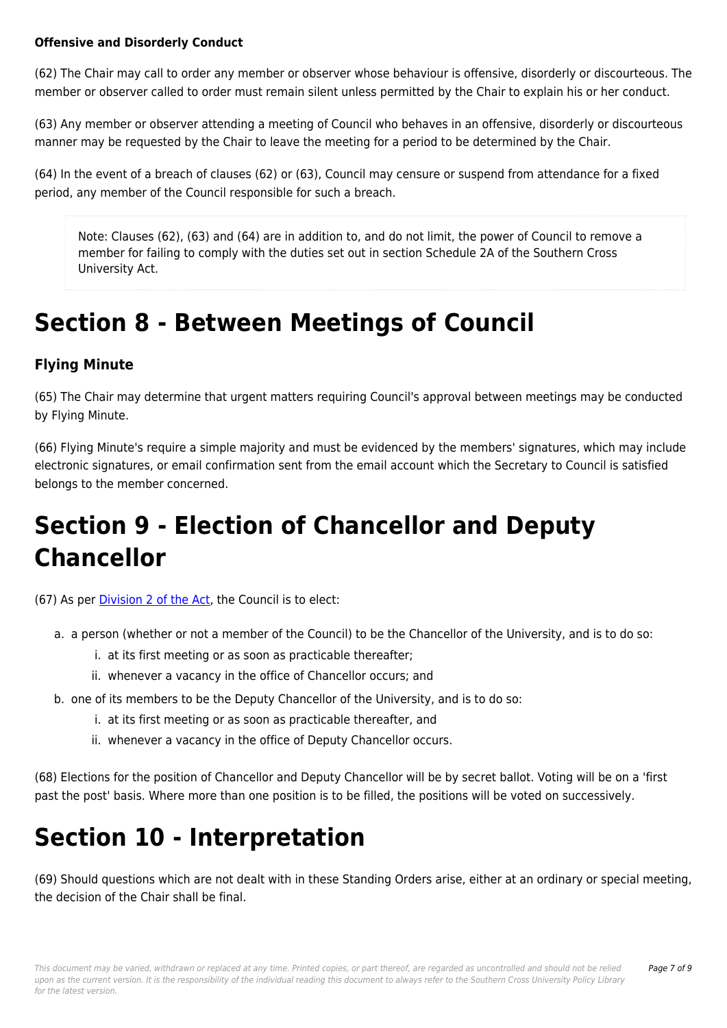### Offensive and Disorderly Conduct

(62) The Chair may call to order any member or observer whose behaviour is offensive, disorderly or discourteous. The member or observer called to order must remain silent unless permitted by the Chair to explain his or her conduct.

(63) Any member or observer attending a meeting of Council who behaves in an offensive, disorderly or discourteous manner may be requested by the Chair to leave the meeting for a period to be determined by the Chair.

(64) In the event of a breach of clauses (62) or (63), Council may censure or suspend from attendance for a fixed period, any member of the Council responsible for such a breach.

> Note: Clauses (62), (63) and (64) are in addition to, and do not limit, the power of Council to remove a member for failing to comply with the duties set out in section Schedule 2A of the Southern Cross University Act.

# Section 8 - Between Meetings of Council

### Flying Minute

(65) The Chair may determine that urgent matters requiring Council's approval between meetings may be conducted by Flying Minute.

(66) Flying Minute's require a simple majority and must be evidenced by the members' signatures, which may include electronic signatures, or email confirmation sent from the email account which the Secretary to Council is satisfied belongs to the member concerned.

# Section 9 - Election of Chancellor and Deputy Chancellor

(67) As per Division 2 of the Act, the Council is to elect:

a. a person (whether or not a member of the Council) to be the Chancellor of the University, and is to do so:
   i. at its first meeting or as soon as practicable thereafter;
   ii. whenever a vacancy in the office of Chancellor occurs; and
b. one of its members to be the Deputy Chancellor of the University, and is to do so:
   i. at its first meeting or as soon as practicable thereafter, and
   ii. whenever a vacancy in the office of Deputy Chancellor occurs.

(68) Elections for the position of Chancellor and Deputy Chancellor will be by secret ballot. Voting will be on a 'first past the post' basis. Where more than one position is to be filled, the positions will be voted on successively.

# Section 10 - Interpretation

(69) Should questions which are not dealt with in these Standing Orders arise, either at an ordinary or special meeting, the decision of the Chair shall be final.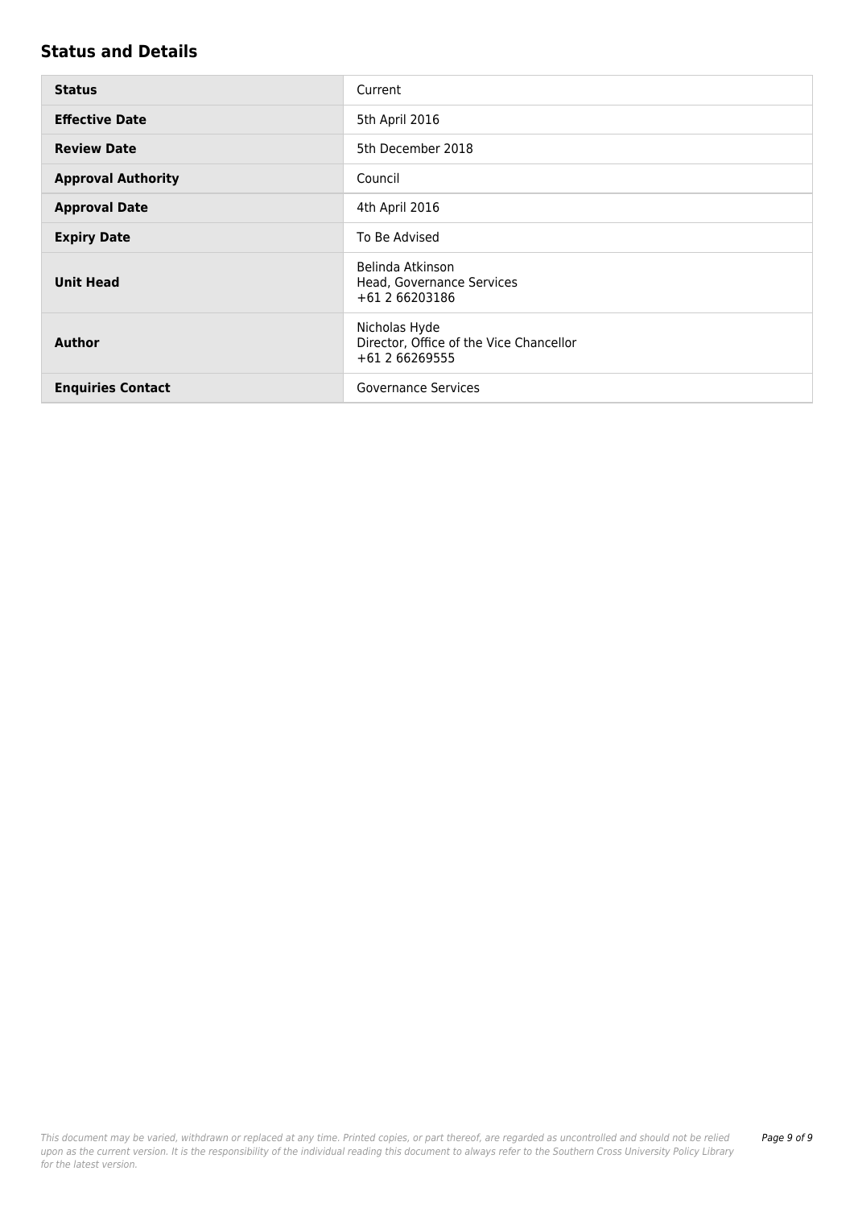## Status and Details

| | |
|---|---|
| **Status** | Current |
| **Effective Date** | 5th April 2016 |
| **Review Date** | 5th December 2018 |
| **Approval Authority** | Council |
| **Approval Date** | 4th April 2016 |
| **Expiry Date** | To Be Advised |
| **Unit Head** | Belinda Atkinson<br>Head, Governance Services<br>+61 2 66203186 |
| **Author** | Nicholas Hyde<br>Director, Office of the Vice Chancellor<br>+61 2 66269555 |
| **Enquiries Contact** | Governance Services |

*This document may be varied, withdrawn or replaced at any time. Printed copies, or part thereof, are regarded as uncontrolled and should not be relied upon as the current version. It is the responsibility of the individual reading this document to always refer to the Southern Cross University Policy Library for the latest version.*